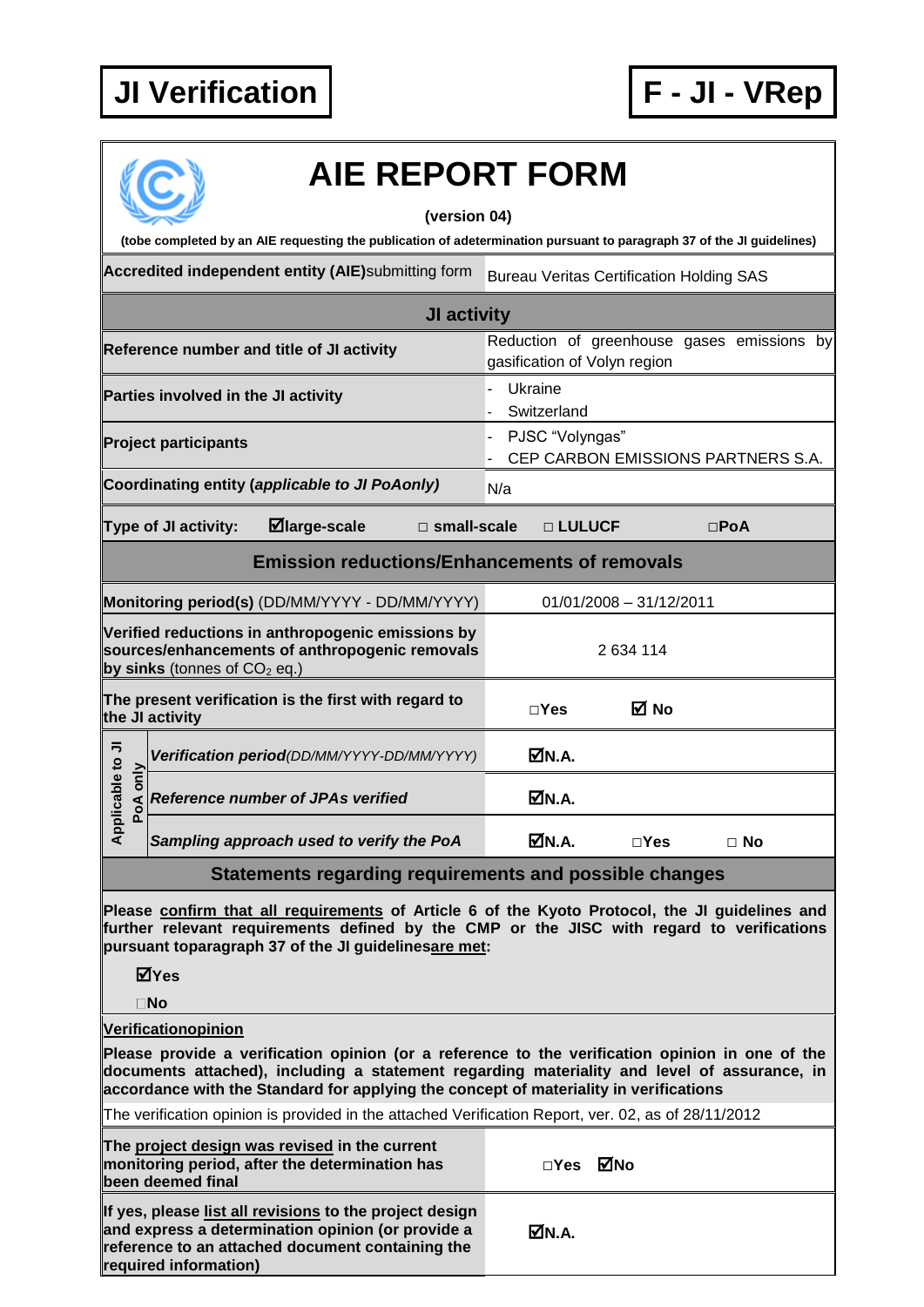**JI Verification**

**F - JI - VRep**

# AIE REPORT FORM

**(version 04)**

**(tobe completed by an AIE requesting the publication of adetermination pursuant to paragraph 37 of the JI guidelines)**

| **Accredited independent entity (AIE)** submitting form | Bureau Veritas Certification Holding SAS |
|---|---|
| **JI activity** | |
| **Reference number and title of JI activity** | Reduction of greenhouse gases emissions by gasification of Volyn region |
| **Parties involved in the JI activity** | - Ukraine<br>- Switzerland |
| **Project participants** | - PJSC "Volyngas"<br>- CEP CARBON EMISSIONS PARTNERS S.A. |
| **Coordinating entity (*applicable to JI PoAonly*)** | N/a |
| **Type of JI activity:** ☑ **large-scale** ☐ **small-scale** ☐ **LULUCF** ☐ **PoA** | |
| **Emission reductions/Enhancements of removals** | |
| **Monitoring period(s)** (DD/MM/YYYY - DD/MM/YYYY) | 01/01/2008 – 31/12/2011 |
| **Verified reductions in anthropogenic emissions by sources/enhancements of anthropogenic removals by sinks** (tonnes of $CO_2$ eq.) | 2 634 114 |
| **The present verification is the first with regard to the JI activity** | ☐ **Yes** ☑ **No** |
| *Applicable to JI PoA only:* ***Verification period*** *(DD/MM/YYYY-DD/MM/YYYY)* | ☑ **N.A.** |
| *Applicable to JI PoA only:* ***Reference number of JPAs verified*** | ☑ **N.A.** |
| *Applicable to JI PoA only:* ***Sampling approach used to verify the PoA*** | ☑ **N.A.** ☐ **Yes** ☐ **No** |

**Statements regarding requirements and possible changes**

**Please confirm that all requirements of Article 6 of the Kyoto Protocol, the JI guidelines and further relevant requirements defined by the CMP or the JISC with regard to verifications pursuant toparagraph 37 of the JI guidelinesare met:**

☑ **Yes**

☐ **No**

**Verificationopinion**

**Please provide a verification opinion (or a reference to the verification opinion in one of the documents attached), including a statement regarding materiality and level of assurance, in accordance with the Standard for applying the concept of materiality in verifications**

The verification opinion is provided in the attached Verification Report, ver. 02, as of 28/11/2012

| **The project design was revised in the current monitoring period, after the determination has been deemed final** | ☐ **Yes** ☑ **No** |
|---|---|
| **If yes, please list all revisions to the project design and express a determination opinion (or provide a reference to an attached document containing the required information)** | ☑ **N.A.** |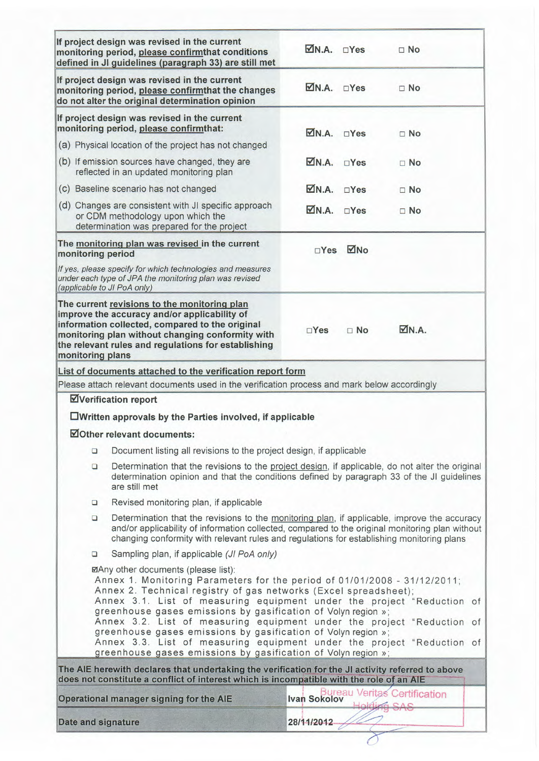| | | | |
|---|---|---|---|
| **If project design was revised in the current monitoring period, please confirm that conditions defined in JI guidelines (paragraph 33) are still met** | ☑N.A. | □Yes | □ No |
| **If project design was revised in the current monitoring period, please confirm that the changes do not alter the original determination opinion** | ☑N.A. | □Yes | □ No |
| **If project design was revised in the current monitoring period, please confirm that:** (a) Physical location of the project has not changed | ☑N.A. | □Yes | □ No |
| (b) If emission sources have changed, they are reflected in an updated monitoring plan | ☑N.A. | □Yes | □ No |
| (c) Baseline scenario has not changed | ☑N.A. | □Yes | □ No |
| (d) Changes are consistent with JI specific approach or CDM methodology upon which the determination was prepared for the project | ☑N.A. | □Yes | □ No |
| **The monitoring plan was revised in the current monitoring period** *If yes, please specify for which technologies and measures under each type of JPA the monitoring plan was revised (applicable to JI PoA only)* | □Yes | ☑No | |
| **The current revisions to the monitoring plan improve the accuracy and/or applicability of information collected, compared to the original monitoring plan without changing conformity with the relevant rules and regulations for establishing monitoring plans** | □Yes | □ No | ☑N.A. |

**List of documents attached to the verification report form**

Please attach relevant documents used in the verification process and mark below accordingly

☑**Verification report**

☐**Written approvals by the Parties involved, if applicable**

☑**Other relevant documents:**

- ❑ Document listing all revisions to the project design, if applicable
- ❑ Determination that the revisions to the project design, if applicable, do not alter the original determination opinion and that the conditions defined by paragraph 33 of the JI guidelines are still met
- ❑ Revised monitoring plan, if applicable
- ❑ Determination that the revisions to the monitoring plan, if applicable, improve the accuracy and/or applicability of information collected, compared to the original monitoring plan without changing conformity with relevant rules and regulations for establishing monitoring plans
- ❑ Sampling plan, if applicable *(JI PoA only)*

☑Any other documents (please list):
Annex 1. Monitoring Parameters for the period of 01/01/2008 - 31/12/2011;
Annex 2. Technical registry of gas networks (Excel spreadsheet);
Annex 3.1. List of measuring equipment under the project "Reduction of greenhouse gases emissions by gasification of Volyn region »;
Annex 3.2. List of measuring equipment under the project "Reduction of greenhouse gases emissions by gasification of Volyn region »;
Annex 3.3. List of measuring equipment under the project "Reduction of greenhouse gases emissions by gasification of Volyn region »;

**The AIE herewith declares that undertaking the verification for the JI activity referred to above does not constitute a conflict of interest which is incompatible with the role of an AIE**

| | |
|---|---|
| **Operational manager signing for the AIE** | **Ivan Sokolov** Bureau Veritas Certification Holding SAS |
| **Date and signature** | **28/11/2012** |